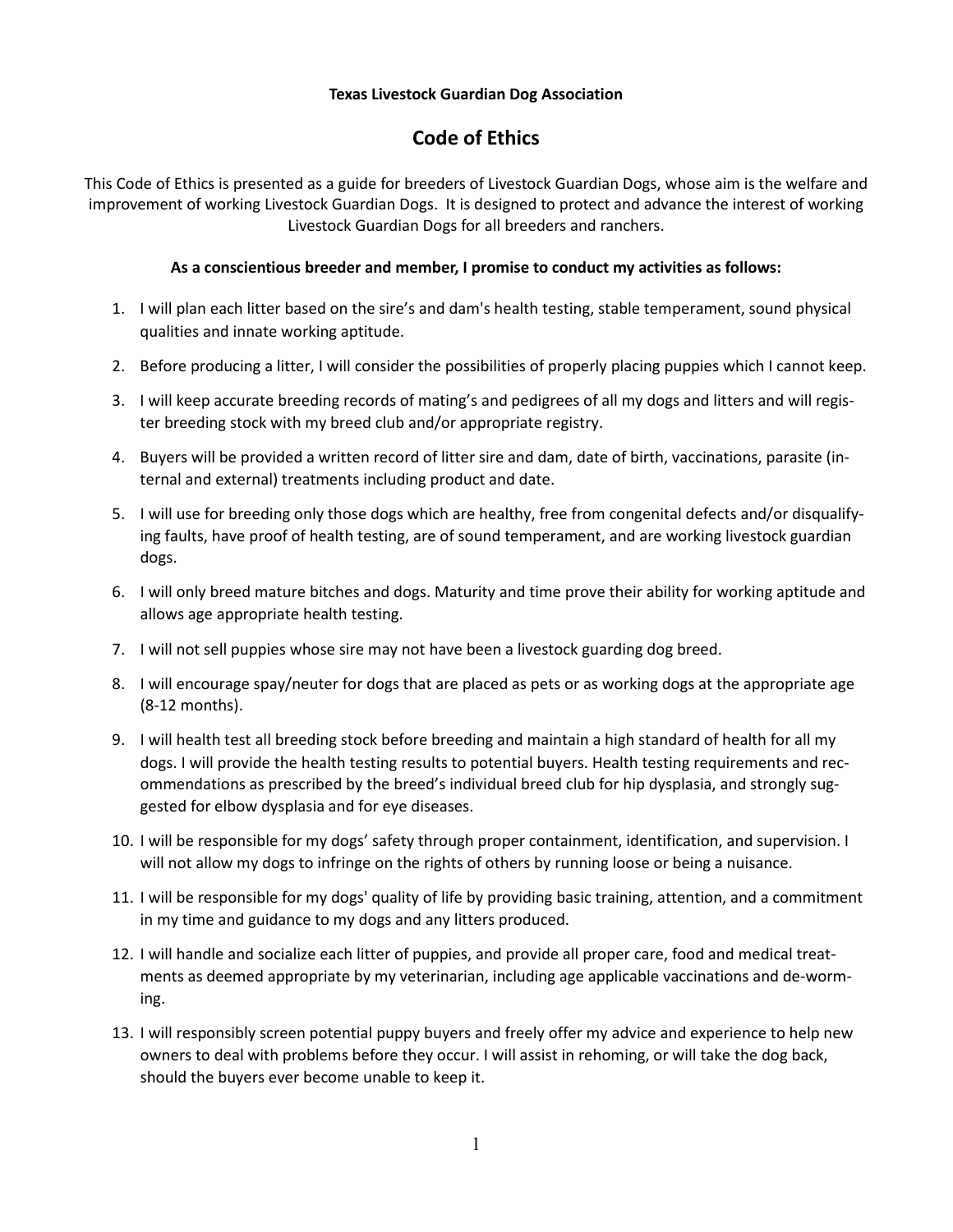**Texas Livestock Guardian Dog Association**

# Code of Ethics

This Code of Ethics is presented as a guide for breeders of Livestock Guardian Dogs, whose aim is the welfare and improvement of working Livestock Guardian Dogs. It is designed to protect and advance the interest of working Livestock Guardian Dogs for all breeders and ranchers.

**As a conscientious breeder and member, I promise to conduct my activities as follows:**

1. I will plan each litter based on the sire's and dam's health testing, stable temperament, sound physical qualities and innate working aptitude.
2. Before producing a litter, I will consider the possibilities of properly placing puppies which I cannot keep.
3. I will keep accurate breeding records of mating's and pedigrees of all my dogs and litters and will register breeding stock with my breed club and/or appropriate registry.
4. Buyers will be provided a written record of litter sire and dam, date of birth, vaccinations, parasite (internal and external) treatments including product and date.
5. I will use for breeding only those dogs which are healthy, free from congenital defects and/or disqualifying faults, have proof of health testing, are of sound temperament, and are working livestock guardian dogs.
6. I will only breed mature bitches and dogs. Maturity and time prove their ability for working aptitude and allows age appropriate health testing.
7. I will not sell puppies whose sire may not have been a livestock guarding dog breed.
8. I will encourage spay/neuter for dogs that are placed as pets or as working dogs at the appropriate age (8-12 months).
9. I will health test all breeding stock before breeding and maintain a high standard of health for all my dogs. I will provide the health testing results to potential buyers. Health testing requirements and recommendations as prescribed by the breed's individual breed club for hip dysplasia, and strongly suggested for elbow dysplasia and for eye diseases.
10. I will be responsible for my dogs' safety through proper containment, identification, and supervision. I will not allow my dogs to infringe on the rights of others by running loose or being a nuisance.
11. I will be responsible for my dogs' quality of life by providing basic training, attention, and a commitment in my time and guidance to my dogs and any litters produced.
12. I will handle and socialize each litter of puppies, and provide all proper care, food and medical treatments as deemed appropriate by my veterinarian, including age applicable vaccinations and de-worming.
13. I will responsibly screen potential puppy buyers and freely offer my advice and experience to help new owners to deal with problems before they occur. I will assist in rehoming, or will take the dog back, should the buyers ever become unable to keep it.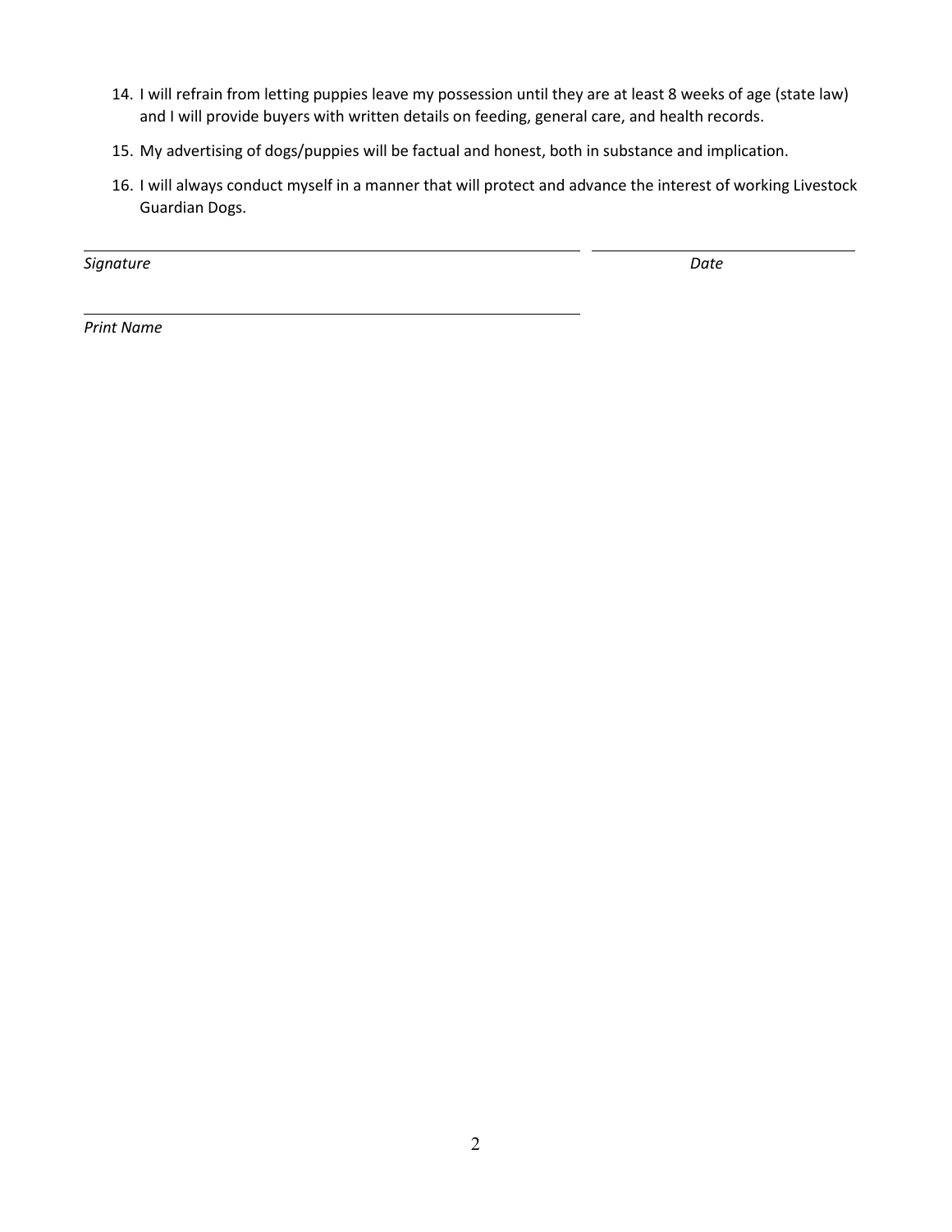14. I will refrain from letting puppies leave my possession until they are at least 8 weeks of age (state law) and I will provide buyers with written details on feeding, general care, and health records.
15. My advertising of dogs/puppies will be factual and honest, both in substance and implication.
16. I will always conduct myself in a manner that will protect and advance the interest of working Livestock Guardian Dogs.

_______________________________________________ ________________________

*Signature* *Date*

_______________________________________________

*Print Name*